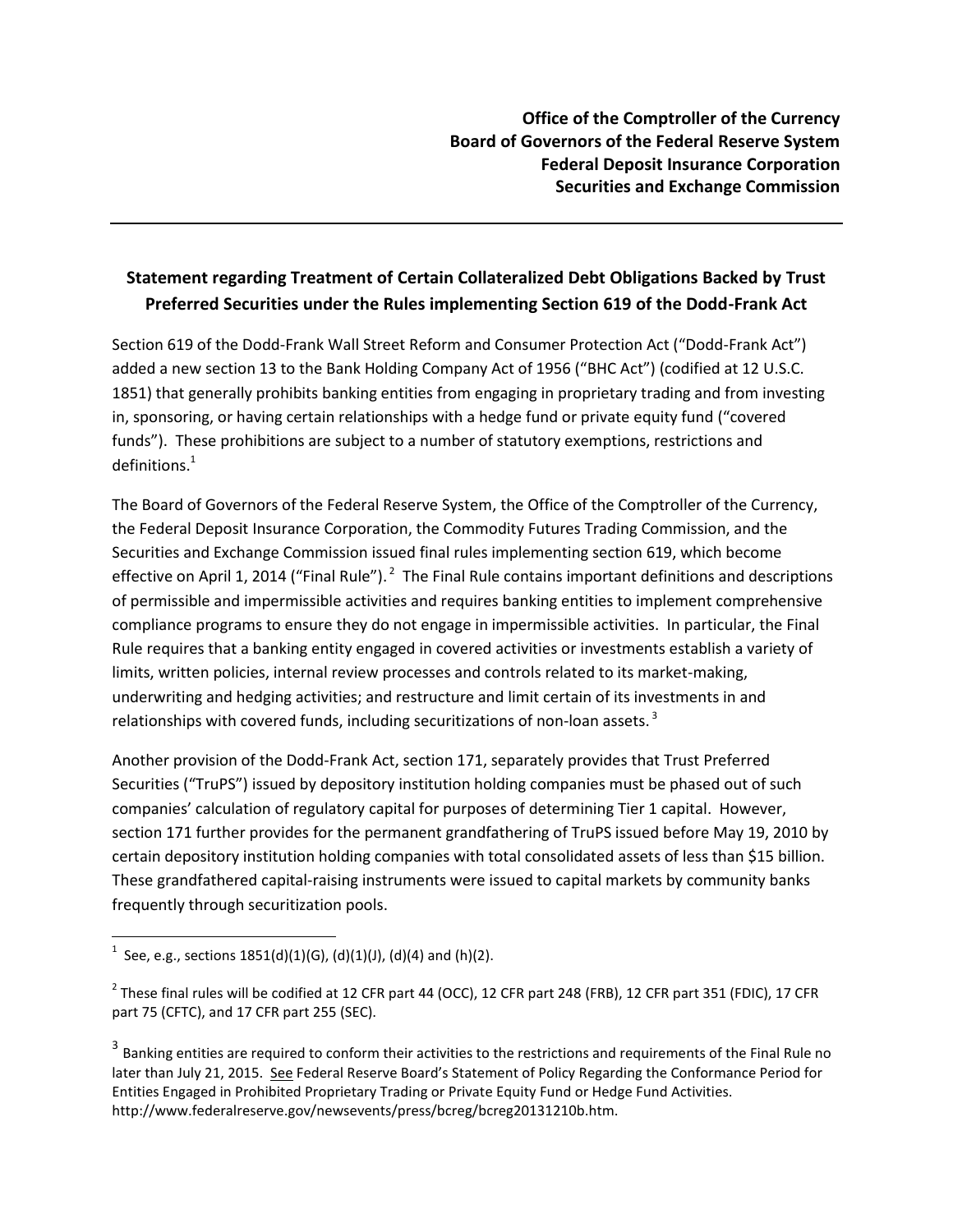**Office of the Comptroller of the Currency**
**Board of Governors of the Federal Reserve System**
**Federal Deposit Insurance Corporation**
**Securities and Exchange Commission**

---

## Statement regarding Treatment of Certain Collateralized Debt Obligations Backed by Trust Preferred Securities under the Rules implementing Section 619 of the Dodd-Frank Act

Section 619 of the Dodd-Frank Wall Street Reform and Consumer Protection Act ("Dodd-Frank Act") added a new section 13 to the Bank Holding Company Act of 1956 ("BHC Act") (codified at 12 U.S.C. 1851) that generally prohibits banking entities from engaging in proprietary trading and from investing in, sponsoring, or having certain relationships with a hedge fund or private equity fund ("covered funds"). These prohibitions are subject to a number of statutory exemptions, restrictions and definitions.[1]

The Board of Governors of the Federal Reserve System, the Office of the Comptroller of the Currency, the Federal Deposit Insurance Corporation, the Commodity Futures Trading Commission, and the Securities and Exchange Commission issued final rules implementing section 619, which become effective on April 1, 2014 ("Final Rule").[2] The Final Rule contains important definitions and descriptions of permissible and impermissible activities and requires banking entities to implement comprehensive compliance programs to ensure they do not engage in impermissible activities. In particular, the Final Rule requires that a banking entity engaged in covered activities or investments establish a variety of limits, written policies, internal review processes and controls related to its market-making, underwriting and hedging activities; and restructure and limit certain of its investments in and relationships with covered funds, including securitizations of non-loan assets.[3]

Another provision of the Dodd-Frank Act, section 171, separately provides that Trust Preferred Securities ("TruPS") issued by depository institution holding companies must be phased out of such companies' calculation of regulatory capital for purposes of determining Tier 1 capital. However, section 171 further provides for the permanent grandfathering of TruPS issued before May 19, 2010 by certain depository institution holding companies with total consolidated assets of less than $15 billion. These grandfathered capital-raising instruments were issued to capital markets by community banks frequently through securitization pools.

---

[1] See, e.g., sections 1851(d)(1)(G), (d)(1)(J), (d)(4) and (h)(2).

[2] These final rules will be codified at 12 CFR part 44 (OCC), 12 CFR part 248 (FRB), 12 CFR part 351 (FDIC), 17 CFR part 75 (CFTC), and 17 CFR part 255 (SEC).

[3] Banking entities are required to conform their activities to the restrictions and requirements of the Final Rule no later than July 21, 2015. See Federal Reserve Board's Statement of Policy Regarding the Conformance Period for Entities Engaged in Prohibited Proprietary Trading or Private Equity Fund or Hedge Fund Activities. http://www.federalreserve.gov/newsevents/press/bcreg/bcreg20131210b.htm.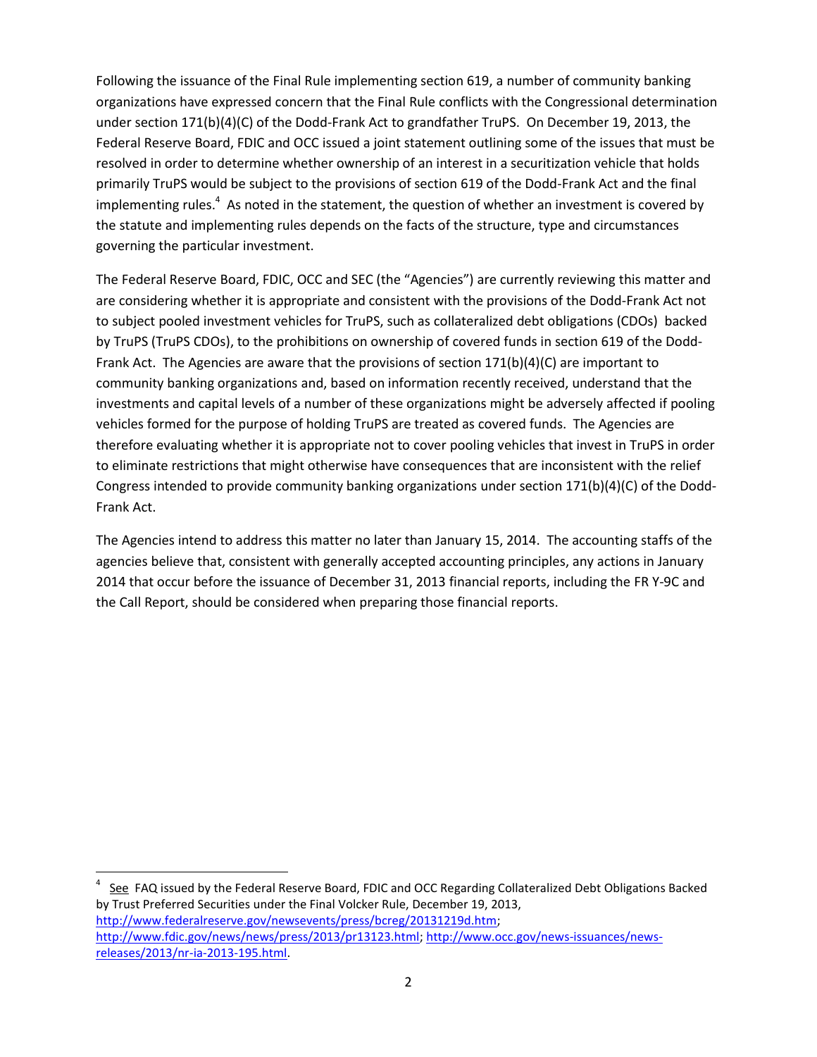Following the issuance of the Final Rule implementing section 619, a number of community banking organizations have expressed concern that the Final Rule conflicts with the Congressional determination under section 171(b)(4)(C) of the Dodd-Frank Act to grandfather TruPS. On December 19, 2013, the Federal Reserve Board, FDIC and OCC issued a joint statement outlining some of the issues that must be resolved in order to determine whether ownership of an interest in a securitization vehicle that holds primarily TruPS would be subject to the provisions of section 619 of the Dodd-Frank Act and the final implementing rules.[4] As noted in the statement, the question of whether an investment is covered by the statute and implementing rules depends on the facts of the structure, type and circumstances governing the particular investment.

The Federal Reserve Board, FDIC, OCC and SEC (the "Agencies") are currently reviewing this matter and are considering whether it is appropriate and consistent with the provisions of the Dodd-Frank Act not to subject pooled investment vehicles for TruPS, such as collateralized debt obligations (CDOs) backed by TruPS (TruPS CDOs), to the prohibitions on ownership of covered funds in section 619 of the Dodd-Frank Act. The Agencies are aware that the provisions of section 171(b)(4)(C) are important to community banking organizations and, based on information recently received, understand that the investments and capital levels of a number of these organizations might be adversely affected if pooling vehicles formed for the purpose of holding TruPS are treated as covered funds. The Agencies are therefore evaluating whether it is appropriate not to cover pooling vehicles that invest in TruPS in order to eliminate restrictions that might otherwise have consequences that are inconsistent with the relief Congress intended to provide community banking organizations under section 171(b)(4)(C) of the Dodd-Frank Act.

The Agencies intend to address this matter no later than January 15, 2014. The accounting staffs of the agencies believe that, consistent with generally accepted accounting principles, any actions in January 2014 that occur before the issuance of December 31, 2013 financial reports, including the FR Y-9C and the Call Report, should be considered when preparing those financial reports.

---

[4] See FAQ issued by the Federal Reserve Board, FDIC and OCC Regarding Collateralized Debt Obligations Backed by Trust Preferred Securities under the Final Volcker Rule, December 19, 2013, http://www.federalreserve.gov/newsevents/press/bcreg/20131219d.htm; http://www.fdic.gov/news/news/press/2013/pr13123.html; http://www.occ.gov/news-issuances/news-releases/2013/nr-ia-2013-195.html.